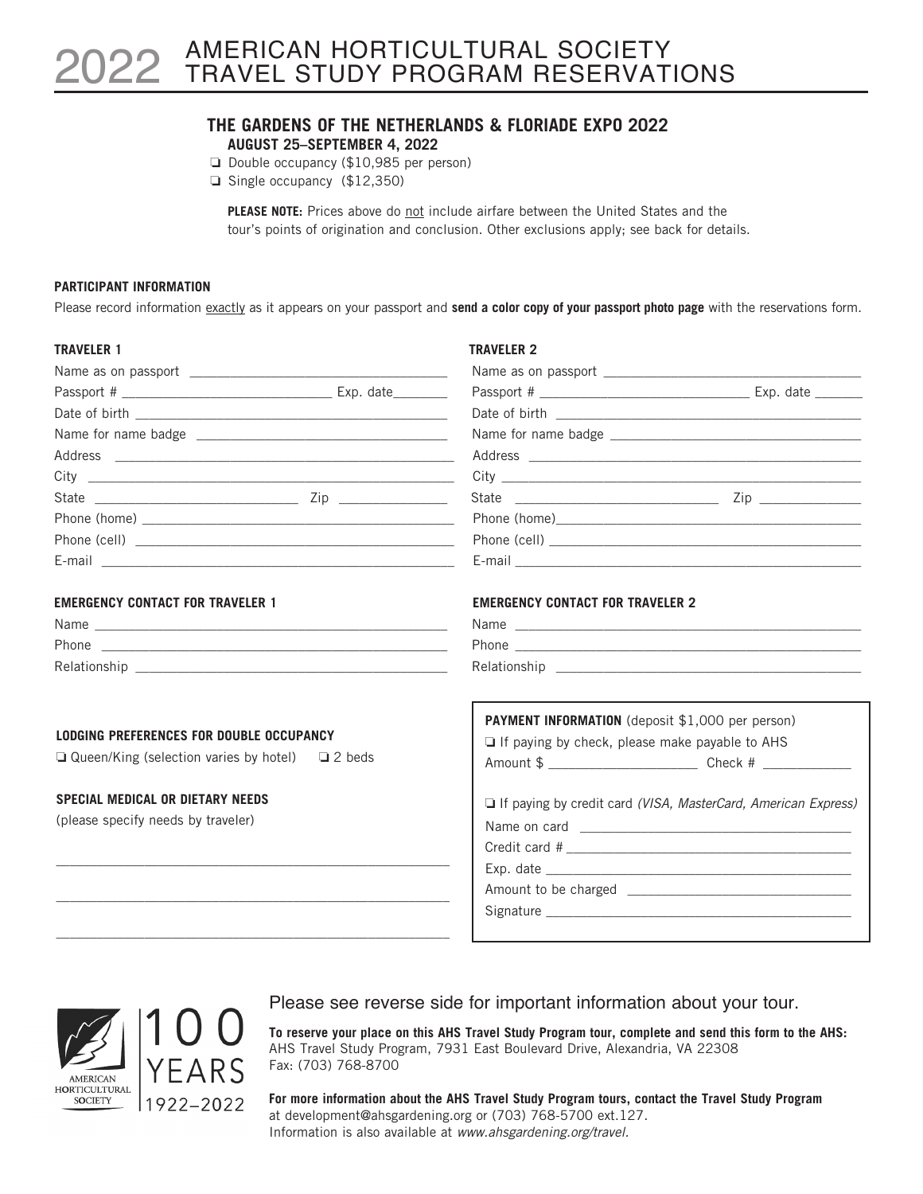# 2022 AMERICAN HORTICULTURAL SOCIETY TRAVEL STUDY PROGRAM RESERVATIONS

## THE GARDENS OF THE NETHERLANDS & FLORIADE EXPO 2022

**AUGUST 25–SEPTEMBER 4, 2022**

- ❑ Double occupancy ($10,985 per person)
- ❑ Single occupancy ($12,350)

**PLEASE NOTE:** Prices above do not include airfare between the United States and the tour's points of origination and conclusion. Other exclusions apply; see back for details.

### PARTICIPANT INFORMATION

Please record information exactly as it appears on your passport and **send a color copy of your passport photo page** with the reservations form.

**TRAVELER 1**

Name as on passport ___________________________________

Passport # ____________________________ Exp. date________

Date of birth ___________________________________________

Name for name badge ___________________________________

Address _______________________________________________

City __________________________________________________

State ___________________________ Zip ______________

Phone (home) __________________________________________

Phone (cell) ___________________________________________

E-mail ________________________________________________

**TRAVELER 2**

Name as on passport ___________________________________

Passport # ____________________________ Exp. date _______

Date of birth ___________________________________________

Name for name badge ___________________________________

Address _______________________________________________

City __________________________________________________

State ___________________________ Zip ______________

Phone (home)___________________________________________

Phone (cell) ___________________________________________

E-mail ________________________________________________

**EMERGENCY CONTACT FOR TRAVELER 1**

Name _________________________________________________

Phone ________________________________________________

Relationship ___________________________________________

**EMERGENCY CONTACT FOR TRAVELER 2**

Name _________________________________________________

Phone ________________________________________________

Relationship ___________________________________________

**LODGING PREFERENCES FOR DOUBLE OCCUPANCY**

❑ Queen/King (selection varies by hotel) ❑ 2 beds

**SPECIAL MEDICAL OR DIETARY NEEDS**

(please specify needs by traveler)

______________________________________________________

______________________________________________________

______________________________________________________

**PAYMENT INFORMATION** (deposit $1,000 per person)

❑ If paying by check, please make payable to AHS

Amount $ ____________________ Check # ____________

❑ If paying by credit card *(VISA, MasterCard, American Express)*

Name on card _____________________________________

Credit card # ______________________________________

Exp. date _________________________________________

Amount to be charged ______________________________

Signature _________________________________________

AMERICAN HORTICULTURAL SOCIETY — 100 YEARS 1922–2022

Please see reverse side for important information about your tour.

**To reserve your place on this AHS Travel Study Program tour, complete and send this form to the AHS:**
AHS Travel Study Program, 7931 East Boulevard Drive, Alexandria, VA 22308
Fax: (703) 768-8700

**For more information about the AHS Travel Study Program tours, contact the Travel Study Program** at development@ahsgardening.org or (703) 768-5700 ext.127.
Information is also available at *www.ahsgardening.org/travel.*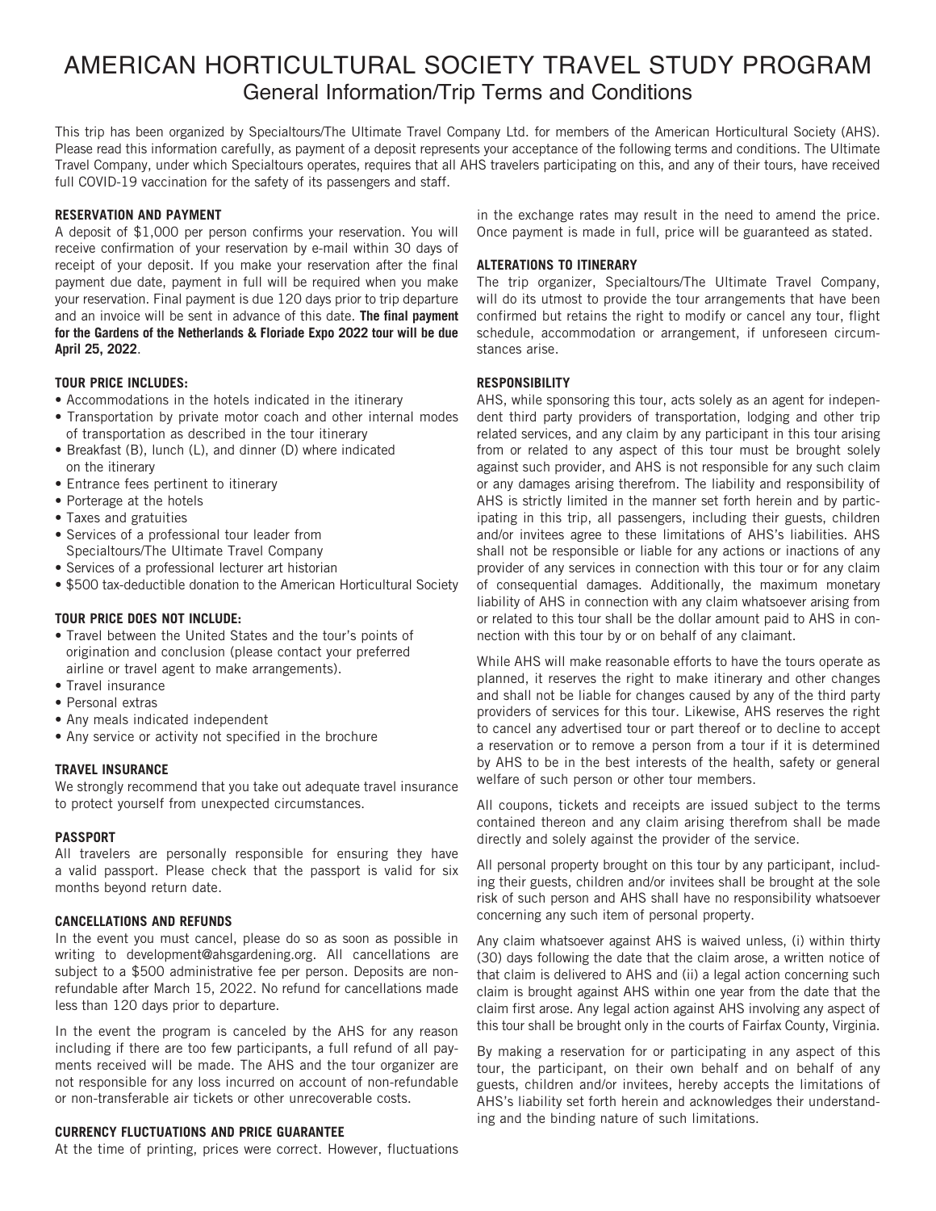# AMERICAN HORTICULTURAL SOCIETY TRAVEL STUDY PROGRAM

## General Information/Trip Terms and Conditions

This trip has been organized by Specialtours/The Ultimate Travel Company Ltd. for members of the American Horticultural Society (AHS). Please read this information carefully, as payment of a deposit represents your acceptance of the following terms and conditions. The Ultimate Travel Company, under which Specialtours operates, requires that all AHS travelers participating on this, and any of their tours, have received full COVID-19 vaccination for the safety of its passengers and staff.

### RESERVATION AND PAYMENT

A deposit of $1,000 per person confirms your reservation. You will receive confirmation of your reservation by e-mail within 30 days of receipt of your deposit. If you make your reservation after the final payment due date, payment in full will be required when you make your reservation. Final payment is due 120 days prior to trip departure and an invoice will be sent in advance of this date. **The final payment for the Gardens of the Netherlands & Floriade Expo 2022 tour will be due April 25, 2022**.

### TOUR PRICE INCLUDES:

- Accommodations in the hotels indicated in the itinerary
- Transportation by private motor coach and other internal modes of transportation as described in the tour itinerary
- Breakfast (B), lunch (L), and dinner (D) where indicated on the itinerary
- Entrance fees pertinent to itinerary
- Porterage at the hotels
- Taxes and gratuities
- Services of a professional tour leader from Specialtours/The Ultimate Travel Company
- Services of a professional lecturer art historian
- $500 tax-deductible donation to the American Horticultural Society

### TOUR PRICE DOES NOT INCLUDE:

- Travel between the United States and the tour's points of origination and conclusion (please contact your preferred airline or travel agent to make arrangements).
- Travel insurance
- Personal extras
- Any meals indicated independent
- Any service or activity not specified in the brochure

### TRAVEL INSURANCE

We strongly recommend that you take out adequate travel insurance to protect yourself from unexpected circumstances.

### PASSPORT

All travelers are personally responsible for ensuring they have a valid passport. Please check that the passport is valid for six months beyond return date.

### CANCELLATIONS AND REFUNDS

In the event you must cancel, please do so as soon as possible in writing to development@ahsgardening.org. All cancellations are subject to a $500 administrative fee per person. Deposits are non-refundable after March 15, 2022. No refund for cancellations made less than 120 days prior to departure.

In the event the program is canceled by the AHS for any reason including if there are too few participants, a full refund of all payments received will be made. The AHS and the tour organizer are not responsible for any loss incurred on account of non-refundable or non-transferable air tickets or other unrecoverable costs.

### CURRENCY FLUCTUATIONS AND PRICE GUARANTEE

At the time of printing, prices were correct. However, fluctuations in the exchange rates may result in the need to amend the price. Once payment is made in full, price will be guaranteed as stated.

### ALTERATIONS TO ITINERARY

The trip organizer, Specialtours/The Ultimate Travel Company, will do its utmost to provide the tour arrangements that have been confirmed but retains the right to modify or cancel any tour, flight schedule, accommodation or arrangement, if unforeseen circumstances arise.

### RESPONSIBILITY

AHS, while sponsoring this tour, acts solely as an agent for independent third party providers of transportation, lodging and other trip related services, and any claim by any participant in this tour arising from or related to any aspect of this tour must be brought solely against such provider, and AHS is not responsible for any such claim or any damages arising therefrom. The liability and responsibility of AHS is strictly limited in the manner set forth herein and by participating in this trip, all passengers, including their guests, children and/or invitees agree to these limitations of AHS's liabilities. AHS shall not be responsible or liable for any actions or inactions of any provider of any services in connection with this tour or for any claim of consequential damages. Additionally, the maximum monetary liability of AHS in connection with any claim whatsoever arising from or related to this tour shall be the dollar amount paid to AHS in connection with this tour by or on behalf of any claimant.

While AHS will make reasonable efforts to have the tours operate as planned, it reserves the right to make itinerary and other changes and shall not be liable for changes caused by any of the third party providers of services for this tour. Likewise, AHS reserves the right to cancel any advertised tour or part thereof or to decline to accept a reservation or to remove a person from a tour if it is determined by AHS to be in the best interests of the health, safety or general welfare of such person or other tour members.

All coupons, tickets and receipts are issued subject to the terms contained thereon and any claim arising therefrom shall be made directly and solely against the provider of the service.

All personal property brought on this tour by any participant, including their guests, children and/or invitees shall be brought at the sole risk of such person and AHS shall have no responsibility whatsoever concerning any such item of personal property.

Any claim whatsoever against AHS is waived unless, (i) within thirty (30) days following the date that the claim arose, a written notice of that claim is delivered to AHS and (ii) a legal action concerning such claim is brought against AHS within one year from the date that the claim first arose. Any legal action against AHS involving any aspect of this tour shall be brought only in the courts of Fairfax County, Virginia.

By making a reservation for or participating in any aspect of this tour, the participant, on their own behalf and on behalf of any guests, children and/or invitees, hereby accepts the limitations of AHS's liability set forth herein and acknowledges their understanding and the binding nature of such limitations.